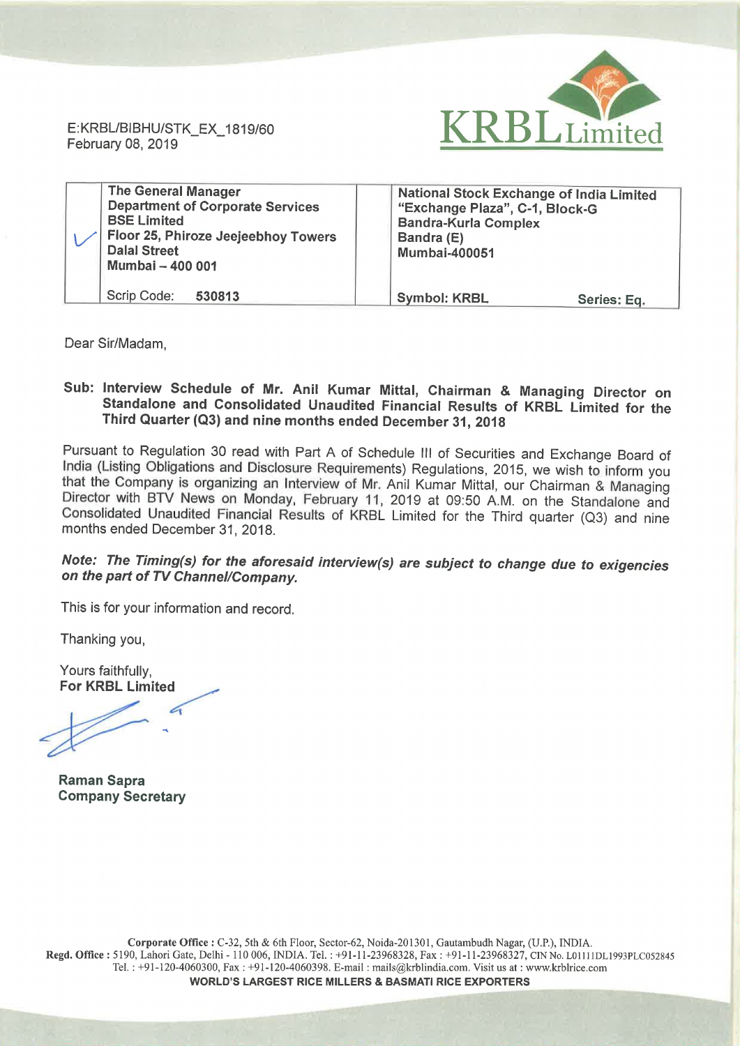E:KRBL/BIBHU/STK_EX_1819/60
February 08, 2019

KRBL Limited

| The General Manager<br>Department of Corporate Services<br>BSE Limited<br>Floor 25, Phiroze Jeejeebhoy Towers<br>Dalal Street<br>Mumbai – 400 001 | National Stock Exchange of India Limited<br>"Exchange Plaza", C-1, Block-G<br>Bandra-Kurla Complex<br>Bandra (E)<br>Mumbai-400051 |
|---|---|
| Scrip Code: **530813** | **Symbol: KRBL** **Series: Eq.** |

Dear Sir/Madam,

**Sub: Interview Schedule of Mr. Anil Kumar Mittal, Chairman & Managing Director on Standalone and Consolidated Unaudited Financial Results of KRBL Limited for the Third Quarter (Q3) and nine months ended December 31, 2018**

Pursuant to Regulation 30 read with Part A of Schedule III of Securities and Exchange Board of India (Listing Obligations and Disclosure Requirements) Regulations, 2015, we wish to inform you that the Company is organizing an Interview of Mr. Anil Kumar Mittal, our Chairman & Managing Director with BTV News on Monday, February 11, 2019 at 09:50 A.M. on the Standalone and Consolidated Unaudited Financial Results of KRBL Limited for the Third quarter (Q3) and nine months ended December 31, 2018.

***Note: The Timing(s) for the aforesaid interview(s) are subject to change due to exigencies on the part of TV Channel/Company.***

This is for your information and record.

Thanking you,

Yours faithfully,
**For KRBL Limited**

**Raman Sapra**
**Company Secretary**

**Corporate Office :** C-32, 5th & 6th Floor, Sector-62, Noida-201301, Gautambudh Nagar, (U.P.), INDIA.
**Regd. Office :** 5190, Lahori Gate, Delhi - 110 006, INDIA. Tel. : +91-11-23968328, Fax : +91-11-23968327, CIN No. L01111DL1993PLC052845
Tel. : +91-120-4060300, Fax : +91-120-4060398. E-mail : mails@krblindia.com. Visit us at : www.krblrice.com
**WORLD'S LARGEST RICE MILLERS & BASMATI RICE EXPORTERS**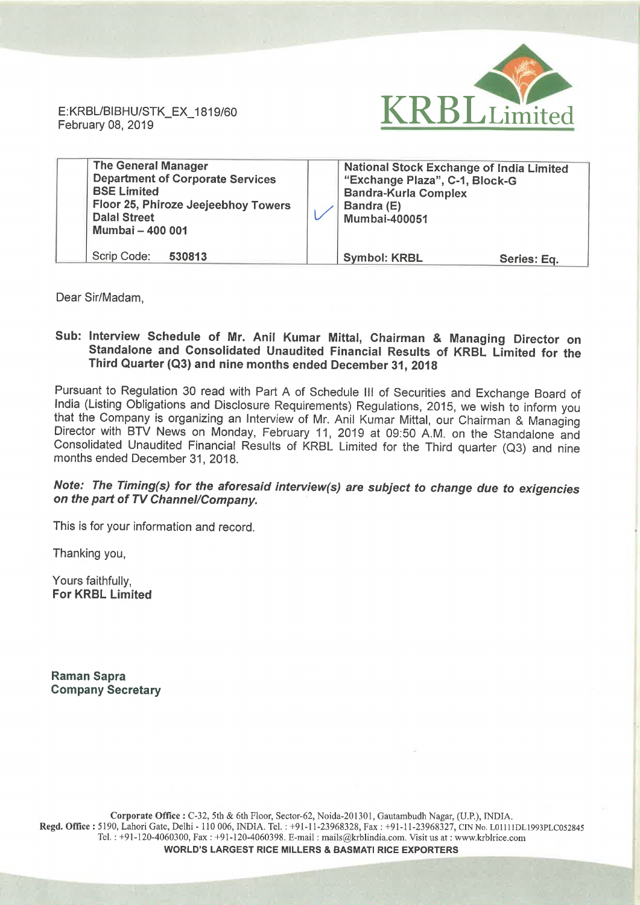E:KRBL/BIBHU/STK_EX_1819/60
February 08, 2019

| | | |
|---|---|---|
| The General Manager<br>Department of Corporate Services<br>BSE Limited<br>Floor 25, Phiroze Jeejeebhoy Towers<br>Dalal Street<br>Mumbai – 400 001 | ✓ | National Stock Exchange of India Limited<br>"Exchange Plaza", C-1, Block-G<br>Bandra-Kurla Complex<br>Bandra (E)<br>Mumbai-400051 |
| Scrip Code: **530813** | | Symbol: KRBL Series: Eq. |

Dear Sir/Madam,

**Sub: Interview Schedule of Mr. Anil Kumar Mittal, Chairman & Managing Director on Standalone and Consolidated Unaudited Financial Results of KRBL Limited for the Third Quarter (Q3) and nine months ended December 31, 2018**

Pursuant to Regulation 30 read with Part A of Schedule III of Securities and Exchange Board of India (Listing Obligations and Disclosure Requirements) Regulations, 2015, we wish to inform you that the Company is organizing an Interview of Mr. Anil Kumar Mittal, our Chairman & Managing Director with BTV News on Monday, February 11, 2019 at 09:50 A.M. on the Standalone and Consolidated Unaudited Financial Results of KRBL Limited for the Third quarter (Q3) and nine months ended December 31, 2018.

***Note: The Timing(s) for the aforesaid interview(s) are subject to change due to exigencies on the part of TV Channel/Company.***

This is for your information and record.

Thanking you,

Yours faithfully,
**For KRBL Limited**

**Raman Sapra**
**Company Secretary**

**Corporate Office :** C-32, 5th & 6th Floor, Sector-62, Noida-201301, Gautambudh Nagar, (U.P.), INDIA.
**Regd. Office :** 5190, Lahori Gate, Delhi - 110 006, INDIA. Tel. : +91-11-23968328, Fax : +91-11-23968327, CIN No. L01111DL1993PLC052845
Tel. : +91-120-4060300, Fax : +91-120-4060398. E-mail : mails@krblindia.com. Visit us at : www.krblrice.com
**WORLD'S LARGEST RICE MILLERS & BASMATI RICE EXPORTERS**